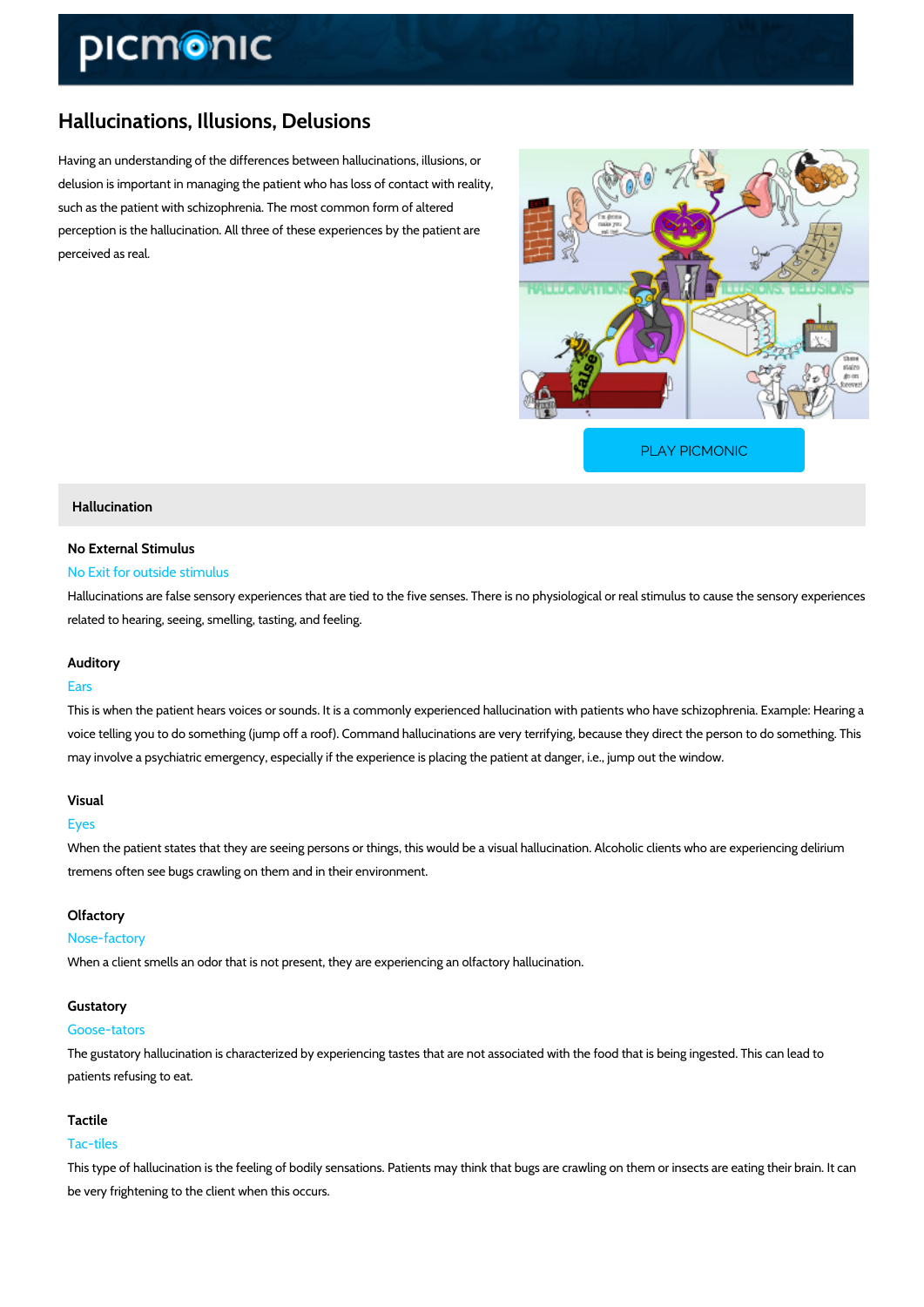# Hallucinations, Illusions, Delusions

Having an understanding of the differences between hallucinations, illusions, or delusion is important in managing the patient who has loss of contact with reality, such as the patient with schizophrenia. The most common form of altered perception is the hallucination. All three of these experiences by the patient are perceived as real.

PLAY PICMONIC

## Hallucination

### No External Stimulus

No Exit for outside stimulus

Hallucinations are false sensory experiences that are tied to the five senses. There is no physiological or real stimulus to cause the sensory experiences related to hearing, seeing, smelling, tasting, and feeling.

### Auditory

Ears

This is when the patient hears voices or sounds. It is a commonly experienced hallucination with patients who have schizophrenia. Example: Hearing a voice telling you to do something (jump off a roof). Command hallucinations are very terrifying, because they direct the person to do something. This may involve a psychiatric emergency, especially if the experience is placing the patient at danger, i.e., jump out the window.

### Visual

Eyes

When the patient states that they are seeing persons or things, this would be a visual hallucination. Alcoholic clients who are experiencing delirium tremens often see bugs crawling on them and in their environment.

### Olfactory

Nose-factory

When a client smells an odor that is not present, they are experiencing an olfactory hallucination.

### Gustatory

Goose-tators

The gustatory hallucination is characterized by experiencing tastes that are not associated with the food that is being ingested. This can lead to patients refusing to eat.

### Tactile

Tac-tiles

This type of hallucination is the feeling of bodily sensations. Patients may think that bugs are crawling on them or insects are eating their brain. It can be very frightening to the client when this occurs.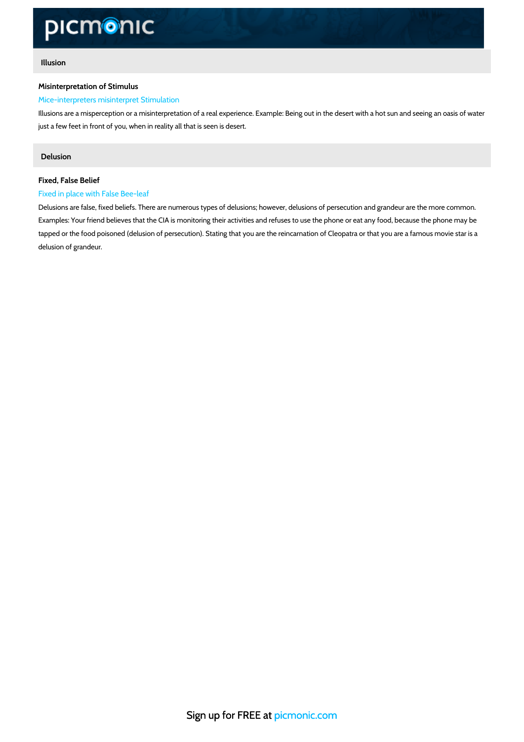## Illusion

### Misinterpretation of Stimulus

Mice-interpreters misinterpret Stimulation

Illusions are a misperception or a misinterpretation of a real experience. Example: Being out in the desert with a hot sun and seeing an oasis of water just a few feet in front of you, when in reality all that is seen is desert.

## Delusion

### Fixed, False Belief

Fixed in place with False Bee-leaf

Delusions are false, fixed beliefs. There are numerous types of delusions; however, delusions of persecution and grandeur are the more common. Examples: Your friend believes that the CIA is monitoring their activities and refuses to use the phone or eat any food, because the phone may be tapped or the food poisoned (delusion of persecution). Stating that you are the reincarnation of Cleopatra or that you are a famous movie star is a delusion of grandeur.

Sign up for FREE at picmonic.com